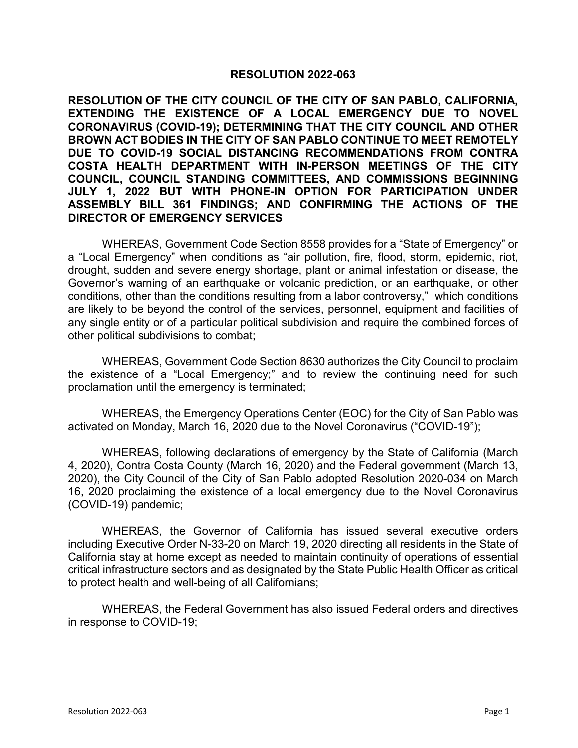# RESOLUTION 2022-063

**RESOLUTION OF THE CITY COUNCIL OF THE CITY OF SAN PABLO, CALIFORNIA, EXTENDING THE EXISTENCE OF A LOCAL EMERGENCY DUE TO NOVEL CORONAVIRUS (COVID-19); DETERMINING THAT THE CITY COUNCIL AND OTHER BROWN ACT BODIES IN THE CITY OF SAN PABLO CONTINUE TO MEET REMOTELY DUE TO COVID-19 SOCIAL DISTANCING RECOMMENDATIONS FROM CONTRA COSTA HEALTH DEPARTMENT WITH IN-PERSON MEETINGS OF THE CITY COUNCIL, COUNCIL STANDING COMMITTEES, AND COMMISSIONS BEGINNING JULY 1, 2022 BUT WITH PHONE-IN OPTION FOR PARTICIPATION UNDER ASSEMBLY BILL 361 FINDINGS; AND CONFIRMING THE ACTIONS OF THE DIRECTOR OF EMERGENCY SERVICES**

WHEREAS, Government Code Section 8558 provides for a "State of Emergency" or a "Local Emergency" when conditions as "air pollution, fire, flood, storm, epidemic, riot, drought, sudden and severe energy shortage, plant or animal infestation or disease, the Governor's warning of an earthquake or volcanic prediction, or an earthquake, or other conditions, other than the conditions resulting from a labor controversy," which conditions are likely to be beyond the control of the services, personnel, equipment and facilities of any single entity or of a particular political subdivision and require the combined forces of other political subdivisions to combat;

WHEREAS, Government Code Section 8630 authorizes the City Council to proclaim the existence of a "Local Emergency;" and to review the continuing need for such proclamation until the emergency is terminated;

WHEREAS, the Emergency Operations Center (EOC) for the City of San Pablo was activated on Monday, March 16, 2020 due to the Novel Coronavirus ("COVID-19");

WHEREAS, following declarations of emergency by the State of California (March 4, 2020), Contra Costa County (March 16, 2020) and the Federal government (March 13, 2020), the City Council of the City of San Pablo adopted Resolution 2020-034 on March 16, 2020 proclaiming the existence of a local emergency due to the Novel Coronavirus (COVID-19) pandemic;

WHEREAS, the Governor of California has issued several executive orders including Executive Order N-33-20 on March 19, 2020 directing all residents in the State of California stay at home except as needed to maintain continuity of operations of essential critical infrastructure sectors and as designated by the State Public Health Officer as critical to protect health and well-being of all Californians;

WHEREAS, the Federal Government has also issued Federal orders and directives in response to COVID-19;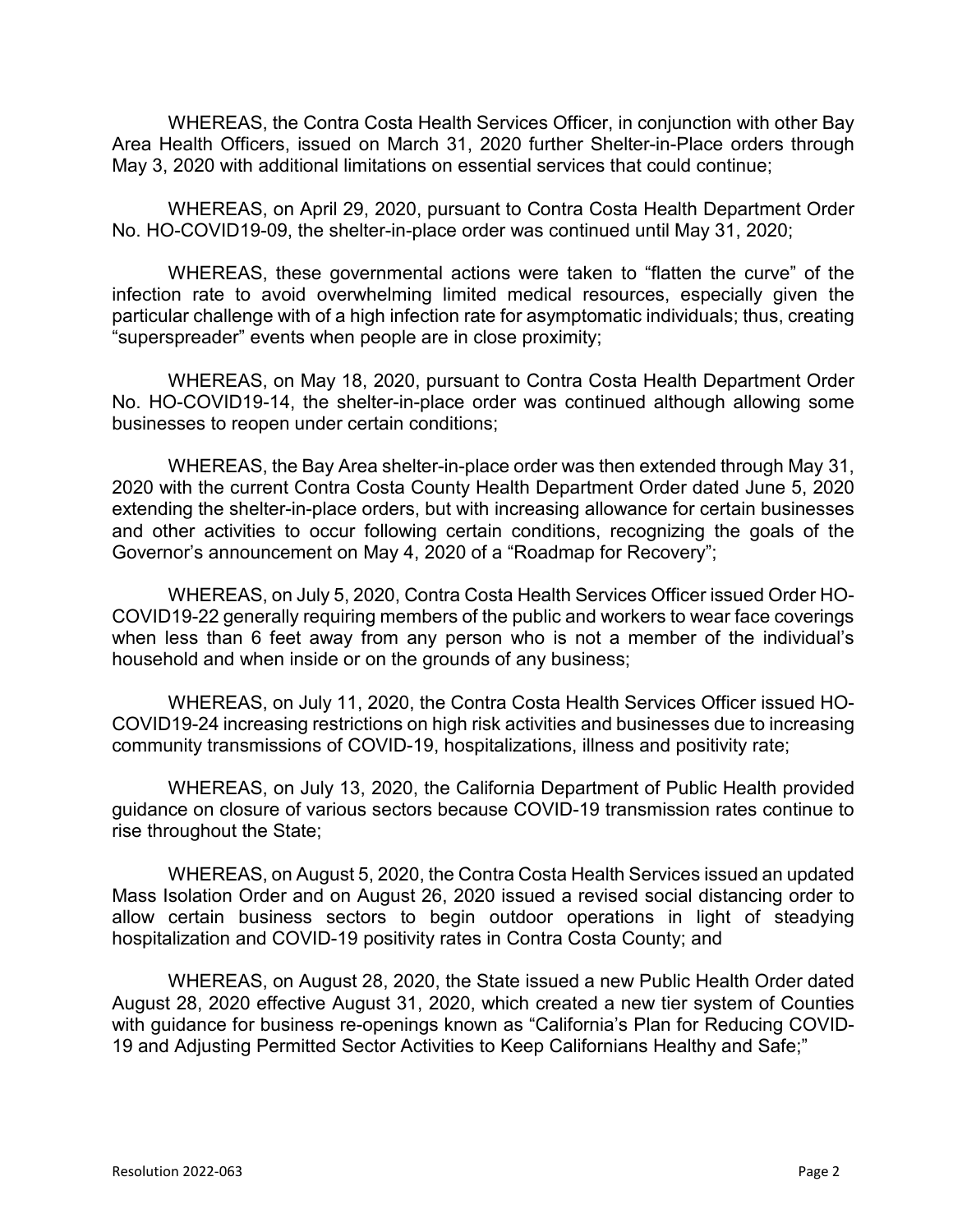WHEREAS, the Contra Costa Health Services Officer, in conjunction with other Bay Area Health Officers, issued on March 31, 2020 further Shelter-in-Place orders through May 3, 2020 with additional limitations on essential services that could continue;

WHEREAS, on April 29, 2020, pursuant to Contra Costa Health Department Order No. HO-COVID19-09, the shelter-in-place order was continued until May 31, 2020;

WHEREAS, these governmental actions were taken to "flatten the curve" of the infection rate to avoid overwhelming limited medical resources, especially given the particular challenge with of a high infection rate for asymptomatic individuals; thus, creating "superspreader" events when people are in close proximity;

WHEREAS, on May 18, 2020, pursuant to Contra Costa Health Department Order No. HO-COVID19-14, the shelter-in-place order was continued although allowing some businesses to reopen under certain conditions;

WHEREAS, the Bay Area shelter-in-place order was then extended through May 31, 2020 with the current Contra Costa County Health Department Order dated June 5, 2020 extending the shelter-in-place orders, but with increasing allowance for certain businesses and other activities to occur following certain conditions, recognizing the goals of the Governor's announcement on May 4, 2020 of a "Roadmap for Recovery";

WHEREAS, on July 5, 2020, Contra Costa Health Services Officer issued Order HO-COVID19-22 generally requiring members of the public and workers to wear face coverings when less than 6 feet away from any person who is not a member of the individual's household and when inside or on the grounds of any business;

WHEREAS, on July 11, 2020, the Contra Costa Health Services Officer issued HO-COVID19-24 increasing restrictions on high risk activities and businesses due to increasing community transmissions of COVID-19, hospitalizations, illness and positivity rate;

WHEREAS, on July 13, 2020, the California Department of Public Health provided guidance on closure of various sectors because COVID-19 transmission rates continue to rise throughout the State;

WHEREAS, on August 5, 2020, the Contra Costa Health Services issued an updated Mass Isolation Order and on August 26, 2020 issued a revised social distancing order to allow certain business sectors to begin outdoor operations in light of steadying hospitalization and COVID-19 positivity rates in Contra Costa County; and

WHEREAS, on August 28, 2020, the State issued a new Public Health Order dated August 28, 2020 effective August 31, 2020, which created a new tier system of Counties with guidance for business re-openings known as "California's Plan for Reducing COVID-19 and Adjusting Permitted Sector Activities to Keep Californians Healthy and Safe;"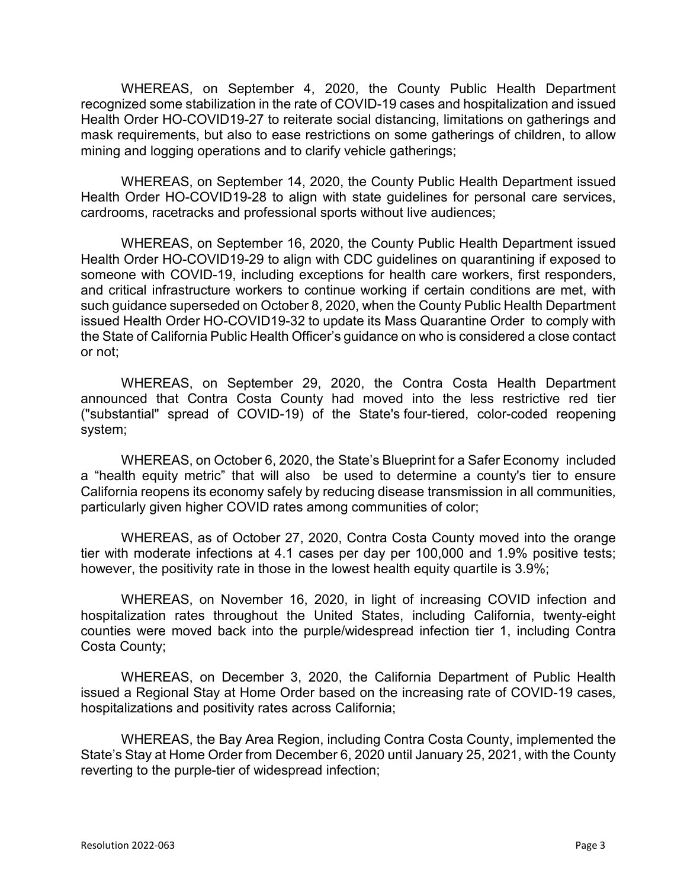WHEREAS, on September 4, 2020, the County Public Health Department recognized some stabilization in the rate of COVID-19 cases and hospitalization and issued Health Order HO-COVID19-27 to reiterate social distancing, limitations on gatherings and mask requirements, but also to ease restrictions on some gatherings of children, to allow mining and logging operations and to clarify vehicle gatherings;

WHEREAS, on September 14, 2020, the County Public Health Department issued Health Order HO-COVID19-28 to align with state guidelines for personal care services, cardrooms, racetracks and professional sports without live audiences;

WHEREAS, on September 16, 2020, the County Public Health Department issued Health Order HO-COVID19-29 to align with CDC guidelines on quarantining if exposed to someone with COVID-19, including exceptions for health care workers, first responders, and critical infrastructure workers to continue working if certain conditions are met, with such guidance superseded on October 8, 2020, when the County Public Health Department issued Health Order HO-COVID19-32 to update its Mass Quarantine Order to comply with the State of California Public Health Officer's guidance on who is considered a close contact or not;

WHEREAS, on September 29, 2020, the Contra Costa Health Department announced that Contra Costa County had moved into the less restrictive red tier ("substantial" spread of COVID-19) of the State's four-tiered, color-coded reopening system;

WHEREAS, on October 6, 2020, the State's Blueprint for a Safer Economy included a "health equity metric" that will also be used to determine a county's tier to ensure California reopens its economy safely by reducing disease transmission in all communities, particularly given higher COVID rates among communities of color;

WHEREAS, as of October 27, 2020, Contra Costa County moved into the orange tier with moderate infections at 4.1 cases per day per 100,000 and 1.9% positive tests; however, the positivity rate in those in the lowest health equity quartile is 3.9%;

WHEREAS, on November 16, 2020, in light of increasing COVID infection and hospitalization rates throughout the United States, including California, twenty-eight counties were moved back into the purple/widespread infection tier 1, including Contra Costa County;

WHEREAS, on December 3, 2020, the California Department of Public Health issued a Regional Stay at Home Order based on the increasing rate of COVID-19 cases, hospitalizations and positivity rates across California;

WHEREAS, the Bay Area Region, including Contra Costa County, implemented the State's Stay at Home Order from December 6, 2020 until January 25, 2021, with the County reverting to the purple-tier of widespread infection;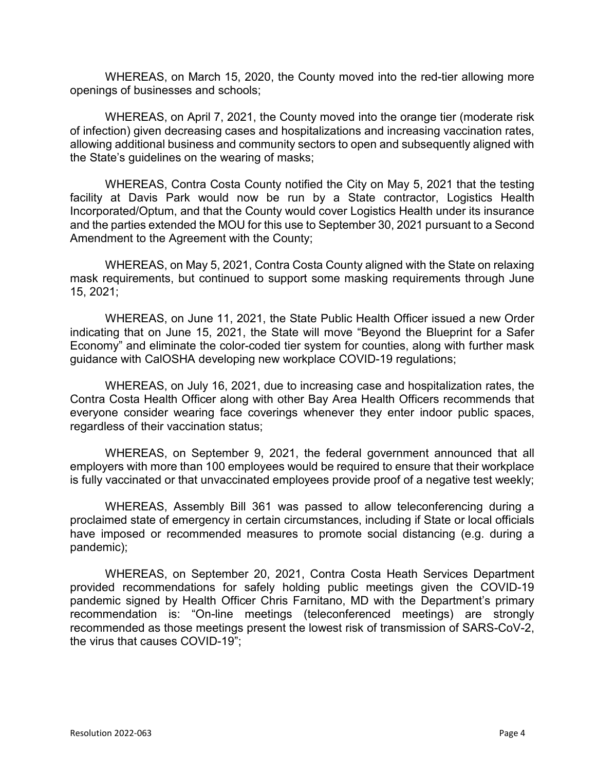WHEREAS, on March 15, 2020, the County moved into the red-tier allowing more openings of businesses and schools;

WHEREAS, on April 7, 2021, the County moved into the orange tier (moderate risk of infection) given decreasing cases and hospitalizations and increasing vaccination rates, allowing additional business and community sectors to open and subsequently aligned with the State's guidelines on the wearing of masks;

WHEREAS, Contra Costa County notified the City on May 5, 2021 that the testing facility at Davis Park would now be run by a State contractor, Logistics Health Incorporated/Optum, and that the County would cover Logistics Health under its insurance and the parties extended the MOU for this use to September 30, 2021 pursuant to a Second Amendment to the Agreement with the County;

WHEREAS, on May 5, 2021, Contra Costa County aligned with the State on relaxing mask requirements, but continued to support some masking requirements through June 15, 2021;

WHEREAS, on June 11, 2021, the State Public Health Officer issued a new Order indicating that on June 15, 2021, the State will move "Beyond the Blueprint for a Safer Economy" and eliminate the color-coded tier system for counties, along with further mask guidance with CalOSHA developing new workplace COVID-19 regulations;

WHEREAS, on July 16, 2021, due to increasing case and hospitalization rates, the Contra Costa Health Officer along with other Bay Area Health Officers recommends that everyone consider wearing face coverings whenever they enter indoor public spaces, regardless of their vaccination status;

WHEREAS, on September 9, 2021, the federal government announced that all employers with more than 100 employees would be required to ensure that their workplace is fully vaccinated or that unvaccinated employees provide proof of a negative test weekly;

WHEREAS, Assembly Bill 361 was passed to allow teleconferencing during a proclaimed state of emergency in certain circumstances, including if State or local officials have imposed or recommended measures to promote social distancing (e.g. during a pandemic);

WHEREAS, on September 20, 2021, Contra Costa Heath Services Department provided recommendations for safely holding public meetings given the COVID-19 pandemic signed by Health Officer Chris Farnitano, MD with the Department's primary recommendation is: "On-line meetings (teleconferenced meetings) are strongly recommended as those meetings present the lowest risk of transmission of SARS-CoV-2, the virus that causes COVID-19";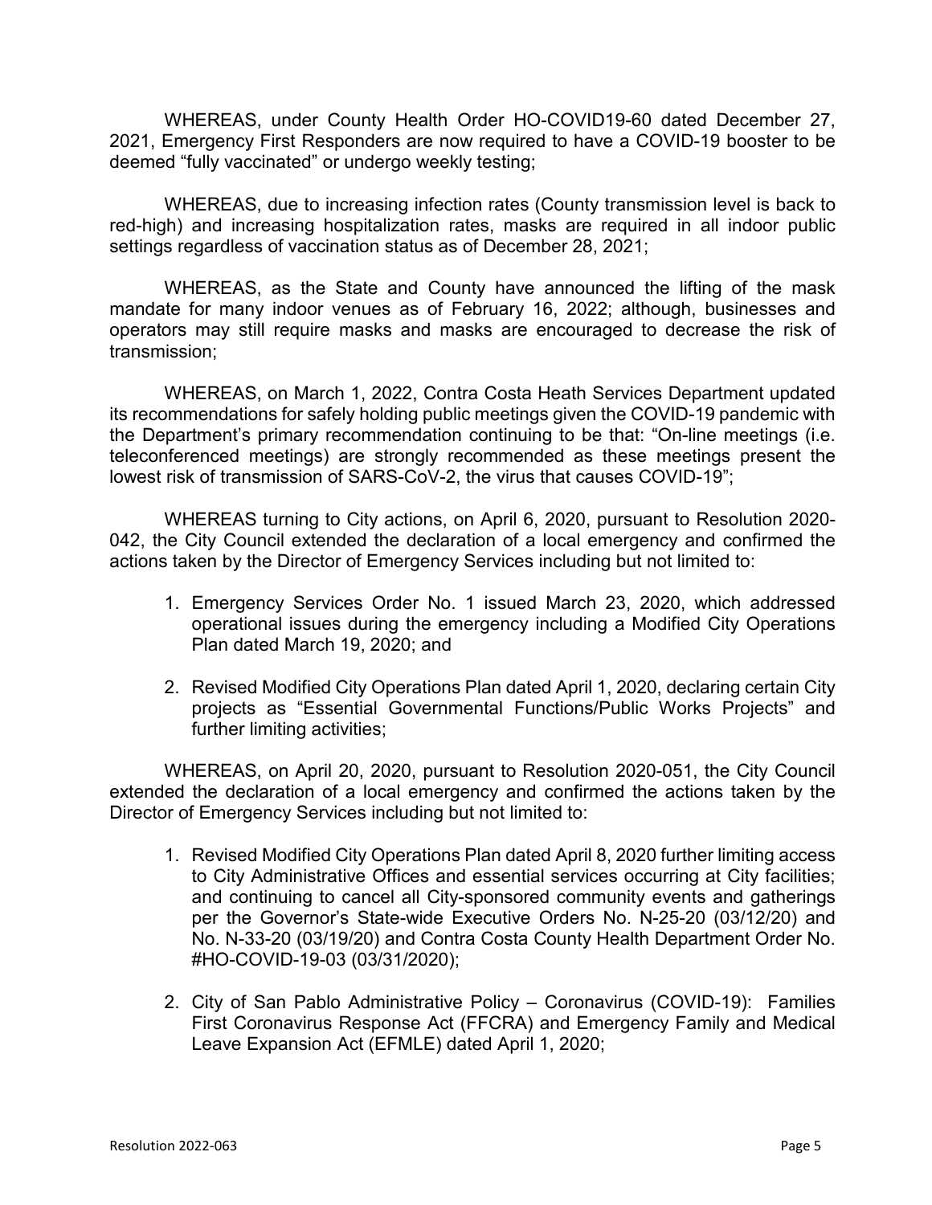WHEREAS, under County Health Order HO-COVID19-60 dated December 27, 2021, Emergency First Responders are now required to have a COVID-19 booster to be deemed "fully vaccinated" or undergo weekly testing;

WHEREAS, due to increasing infection rates (County transmission level is back to red-high) and increasing hospitalization rates, masks are required in all indoor public settings regardless of vaccination status as of December 28, 2021;

WHEREAS, as the State and County have announced the lifting of the mask mandate for many indoor venues as of February 16, 2022; although, businesses and operators may still require masks and masks are encouraged to decrease the risk of transmission;

WHEREAS, on March 1, 2022, Contra Costa Heath Services Department updated its recommendations for safely holding public meetings given the COVID-19 pandemic with the Department's primary recommendation continuing to be that: "On-line meetings (i.e. teleconferenced meetings) are strongly recommended as these meetings present the lowest risk of transmission of SARS-CoV-2, the virus that causes COVID-19";

WHEREAS turning to City actions, on April 6, 2020, pursuant to Resolution 2020-042, the City Council extended the declaration of a local emergency and confirmed the actions taken by the Director of Emergency Services including but not limited to:

1. Emergency Services Order No. 1 issued March 23, 2020, which addressed operational issues during the emergency including a Modified City Operations Plan dated March 19, 2020; and
2. Revised Modified City Operations Plan dated April 1, 2020, declaring certain City projects as "Essential Governmental Functions/Public Works Projects" and further limiting activities;

WHEREAS, on April 20, 2020, pursuant to Resolution 2020-051, the City Council extended the declaration of a local emergency and confirmed the actions taken by the Director of Emergency Services including but not limited to:

1. Revised Modified City Operations Plan dated April 8, 2020 further limiting access to City Administrative Offices and essential services occurring at City facilities; and continuing to cancel all City-sponsored community events and gatherings per the Governor's State-wide Executive Orders No. N-25-20 (03/12/20) and No. N-33-20 (03/19/20) and Contra Costa County Health Department Order No. #HO-COVID-19-03 (03/31/2020);
2. City of San Pablo Administrative Policy – Coronavirus (COVID-19): Families First Coronavirus Response Act (FFCRA) and Emergency Family and Medical Leave Expansion Act (EFMLE) dated April 1, 2020;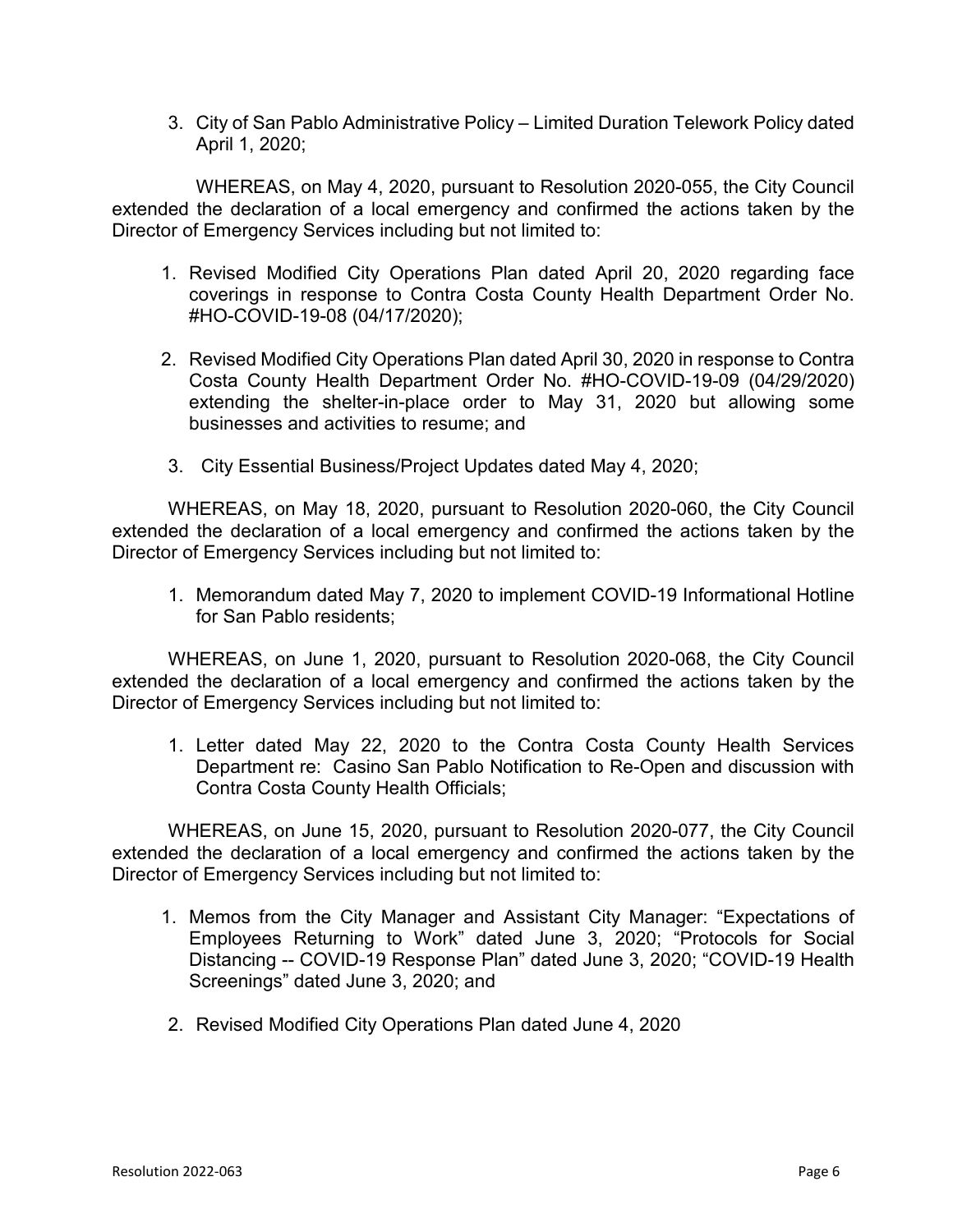3. City of San Pablo Administrative Policy – Limited Duration Telework Policy dated April 1, 2020;

WHEREAS, on May 4, 2020, pursuant to Resolution 2020-055, the City Council extended the declaration of a local emergency and confirmed the actions taken by the Director of Emergency Services including but not limited to:

1. Revised Modified City Operations Plan dated April 20, 2020 regarding face coverings in response to Contra Costa County Health Department Order No. #HO-COVID-19-08 (04/17/2020);

2. Revised Modified City Operations Plan dated April 30, 2020 in response to Contra Costa County Health Department Order No. #HO-COVID-19-09 (04/29/2020) extending the shelter-in-place order to May 31, 2020 but allowing some businesses and activities to resume; and

3. City Essential Business/Project Updates dated May 4, 2020;

WHEREAS, on May 18, 2020, pursuant to Resolution 2020-060, the City Council extended the declaration of a local emergency and confirmed the actions taken by the Director of Emergency Services including but not limited to:

1. Memorandum dated May 7, 2020 to implement COVID-19 Informational Hotline for San Pablo residents;

WHEREAS, on June 1, 2020, pursuant to Resolution 2020-068, the City Council extended the declaration of a local emergency and confirmed the actions taken by the Director of Emergency Services including but not limited to:

1. Letter dated May 22, 2020 to the Contra Costa County Health Services Department re: Casino San Pablo Notification to Re-Open and discussion with Contra Costa County Health Officials;

WHEREAS, on June 15, 2020, pursuant to Resolution 2020-077, the City Council extended the declaration of a local emergency and confirmed the actions taken by the Director of Emergency Services including but not limited to:

1. Memos from the City Manager and Assistant City Manager: "Expectations of Employees Returning to Work" dated June 3, 2020; "Protocols for Social Distancing -- COVID-19 Response Plan" dated June 3, 2020; "COVID-19 Health Screenings" dated June 3, 2020; and

2. Revised Modified City Operations Plan dated June 4, 2020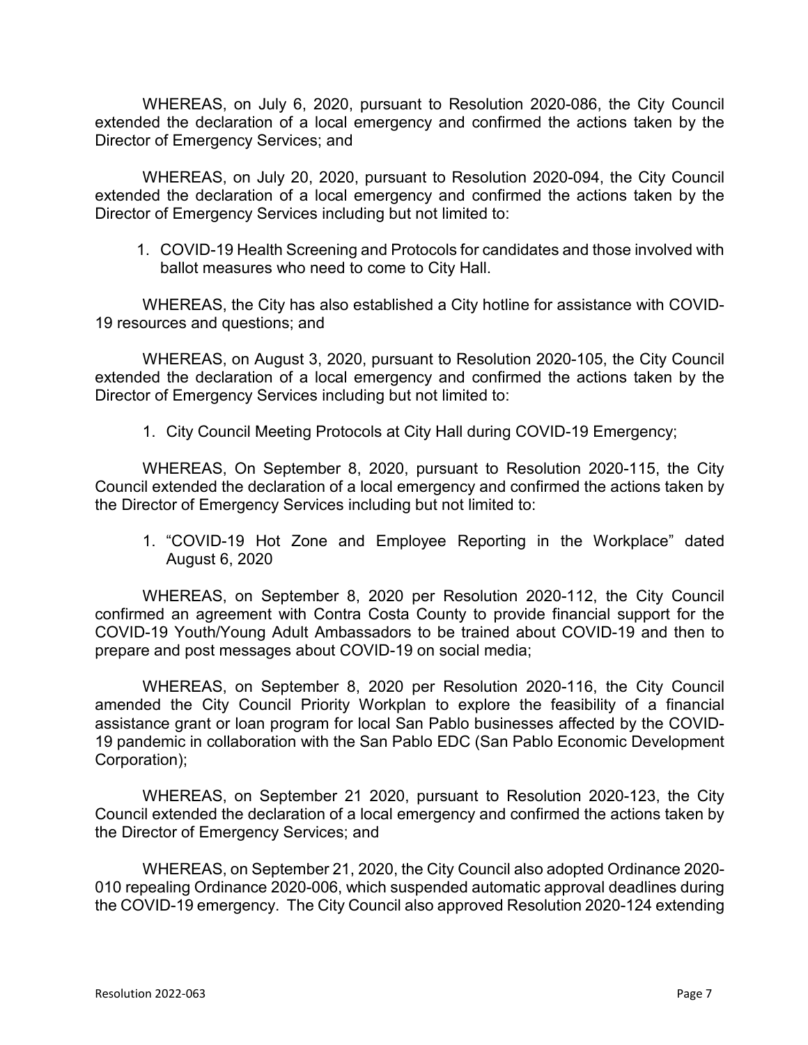WHEREAS, on July 6, 2020, pursuant to Resolution 2020-086, the City Council extended the declaration of a local emergency and confirmed the actions taken by the Director of Emergency Services; and

WHEREAS, on July 20, 2020, pursuant to Resolution 2020-094, the City Council extended the declaration of a local emergency and confirmed the actions taken by the Director of Emergency Services including but not limited to:

1. COVID-19 Health Screening and Protocols for candidates and those involved with ballot measures who need to come to City Hall.

WHEREAS, the City has also established a City hotline for assistance with COVID-19 resources and questions; and

WHEREAS, on August 3, 2020, pursuant to Resolution 2020-105, the City Council extended the declaration of a local emergency and confirmed the actions taken by the Director of Emergency Services including but not limited to:

1. City Council Meeting Protocols at City Hall during COVID-19 Emergency;

WHEREAS, On September 8, 2020, pursuant to Resolution 2020-115, the City Council extended the declaration of a local emergency and confirmed the actions taken by the Director of Emergency Services including but not limited to:

1. "COVID-19 Hot Zone and Employee Reporting in the Workplace" dated August 6, 2020

WHEREAS, on September 8, 2020 per Resolution 2020-112, the City Council confirmed an agreement with Contra Costa County to provide financial support for the COVID-19 Youth/Young Adult Ambassadors to be trained about COVID-19 and then to prepare and post messages about COVID-19 on social media;

WHEREAS, on September 8, 2020 per Resolution 2020-116, the City Council amended the City Council Priority Workplan to explore the feasibility of a financial assistance grant or loan program for local San Pablo businesses affected by the COVID-19 pandemic in collaboration with the San Pablo EDC (San Pablo Economic Development Corporation);

WHEREAS, on September 21 2020, pursuant to Resolution 2020-123, the City Council extended the declaration of a local emergency and confirmed the actions taken by the Director of Emergency Services; and

WHEREAS, on September 21, 2020, the City Council also adopted Ordinance 2020-010 repealing Ordinance 2020-006, which suspended automatic approval deadlines during the COVID-19 emergency. The City Council also approved Resolution 2020-124 extending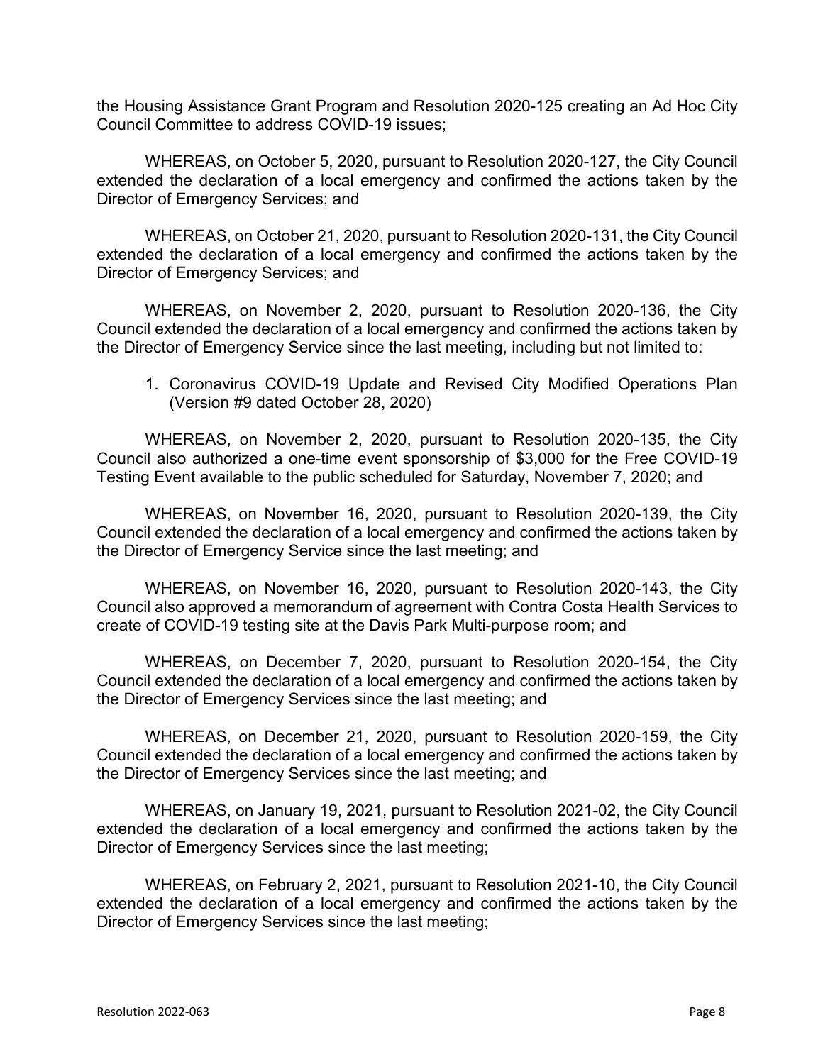the Housing Assistance Grant Program and Resolution 2020-125 creating an Ad Hoc City Council Committee to address COVID-19 issues;

WHEREAS, on October 5, 2020, pursuant to Resolution 2020-127, the City Council extended the declaration of a local emergency and confirmed the actions taken by the Director of Emergency Services; and

WHEREAS, on October 21, 2020, pursuant to Resolution 2020-131, the City Council extended the declaration of a local emergency and confirmed the actions taken by the Director of Emergency Services; and

WHEREAS, on November 2, 2020, pursuant to Resolution 2020-136, the City Council extended the declaration of a local emergency and confirmed the actions taken by the Director of Emergency Service since the last meeting, including but not limited to:

1. Coronavirus COVID-19 Update and Revised City Modified Operations Plan (Version #9 dated October 28, 2020)

WHEREAS, on November 2, 2020, pursuant to Resolution 2020-135, the City Council also authorized a one-time event sponsorship of $3,000 for the Free COVID-19 Testing Event available to the public scheduled for Saturday, November 7, 2020; and

WHEREAS, on November 16, 2020, pursuant to Resolution 2020-139, the City Council extended the declaration of a local emergency and confirmed the actions taken by the Director of Emergency Service since the last meeting; and

WHEREAS, on November 16, 2020, pursuant to Resolution 2020-143, the City Council also approved a memorandum of agreement with Contra Costa Health Services to create of COVID-19 testing site at the Davis Park Multi-purpose room; and

WHEREAS, on December 7, 2020, pursuant to Resolution 2020-154, the City Council extended the declaration of a local emergency and confirmed the actions taken by the Director of Emergency Services since the last meeting; and

WHEREAS, on December 21, 2020, pursuant to Resolution 2020-159, the City Council extended the declaration of a local emergency and confirmed the actions taken by the Director of Emergency Services since the last meeting; and

WHEREAS, on January 19, 2021, pursuant to Resolution 2021-02, the City Council extended the declaration of a local emergency and confirmed the actions taken by the Director of Emergency Services since the last meeting;

WHEREAS, on February 2, 2021, pursuant to Resolution 2021-10, the City Council extended the declaration of a local emergency and confirmed the actions taken by the Director of Emergency Services since the last meeting;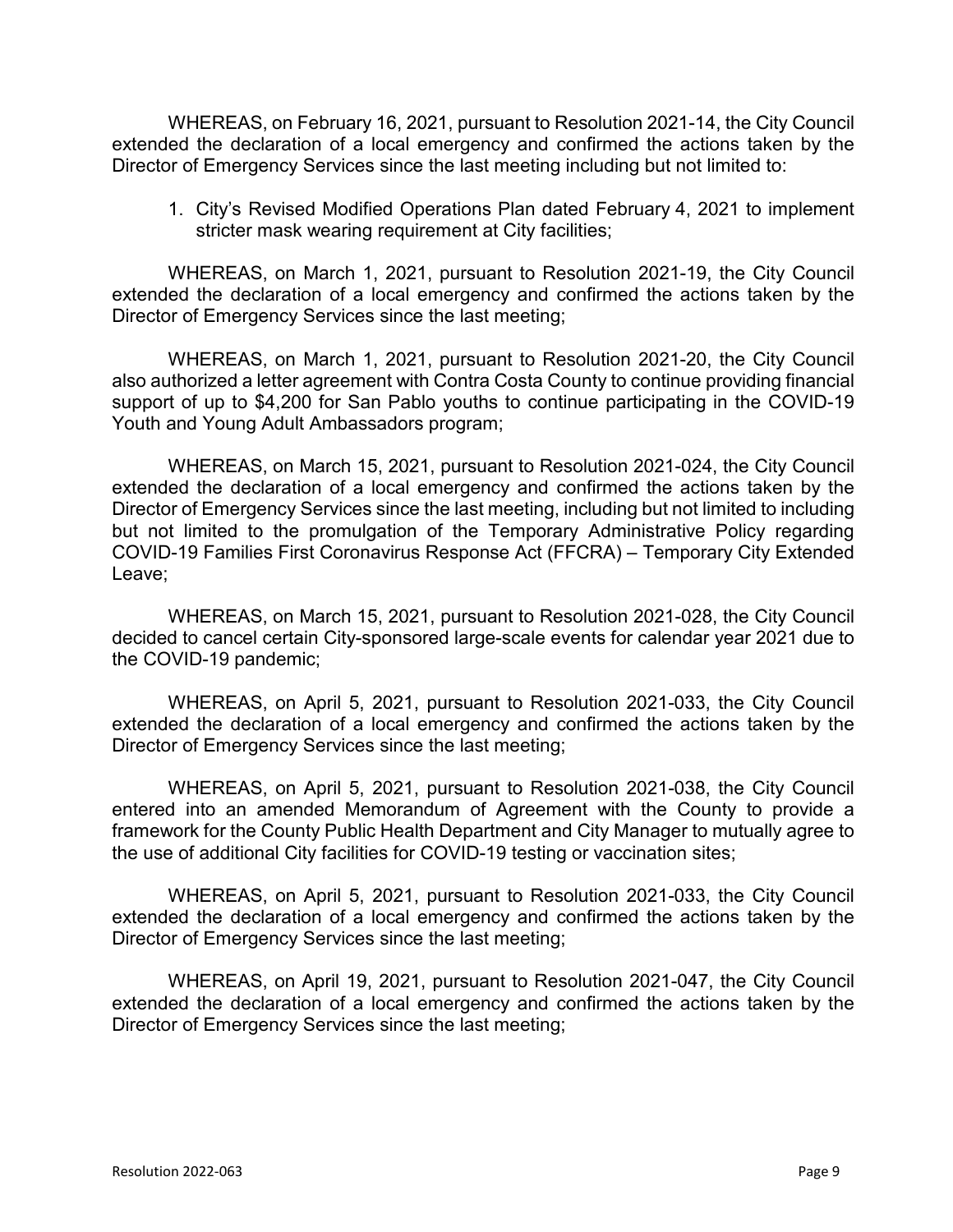WHEREAS, on February 16, 2021, pursuant to Resolution 2021-14, the City Council extended the declaration of a local emergency and confirmed the actions taken by the Director of Emergency Services since the last meeting including but not limited to:

1. City's Revised Modified Operations Plan dated February 4, 2021 to implement stricter mask wearing requirement at City facilities;

WHEREAS, on March 1, 2021, pursuant to Resolution 2021-19, the City Council extended the declaration of a local emergency and confirmed the actions taken by the Director of Emergency Services since the last meeting;

WHEREAS, on March 1, 2021, pursuant to Resolution 2021-20, the City Council also authorized a letter agreement with Contra Costa County to continue providing financial support of up to $4,200 for San Pablo youths to continue participating in the COVID-19 Youth and Young Adult Ambassadors program;

WHEREAS, on March 15, 2021, pursuant to Resolution 2021-024, the City Council extended the declaration of a local emergency and confirmed the actions taken by the Director of Emergency Services since the last meeting, including but not limited to including but not limited to the promulgation of the Temporary Administrative Policy regarding COVID-19 Families First Coronavirus Response Act (FFCRA) – Temporary City Extended Leave;

WHEREAS, on March 15, 2021, pursuant to Resolution 2021-028, the City Council decided to cancel certain City-sponsored large-scale events for calendar year 2021 due to the COVID-19 pandemic;

WHEREAS, on April 5, 2021, pursuant to Resolution 2021-033, the City Council extended the declaration of a local emergency and confirmed the actions taken by the Director of Emergency Services since the last meeting;

WHEREAS, on April 5, 2021, pursuant to Resolution 2021-038, the City Council entered into an amended Memorandum of Agreement with the County to provide a framework for the County Public Health Department and City Manager to mutually agree to the use of additional City facilities for COVID-19 testing or vaccination sites;

WHEREAS, on April 5, 2021, pursuant to Resolution 2021-033, the City Council extended the declaration of a local emergency and confirmed the actions taken by the Director of Emergency Services since the last meeting;

WHEREAS, on April 19, 2021, pursuant to Resolution 2021-047, the City Council extended the declaration of a local emergency and confirmed the actions taken by the Director of Emergency Services since the last meeting;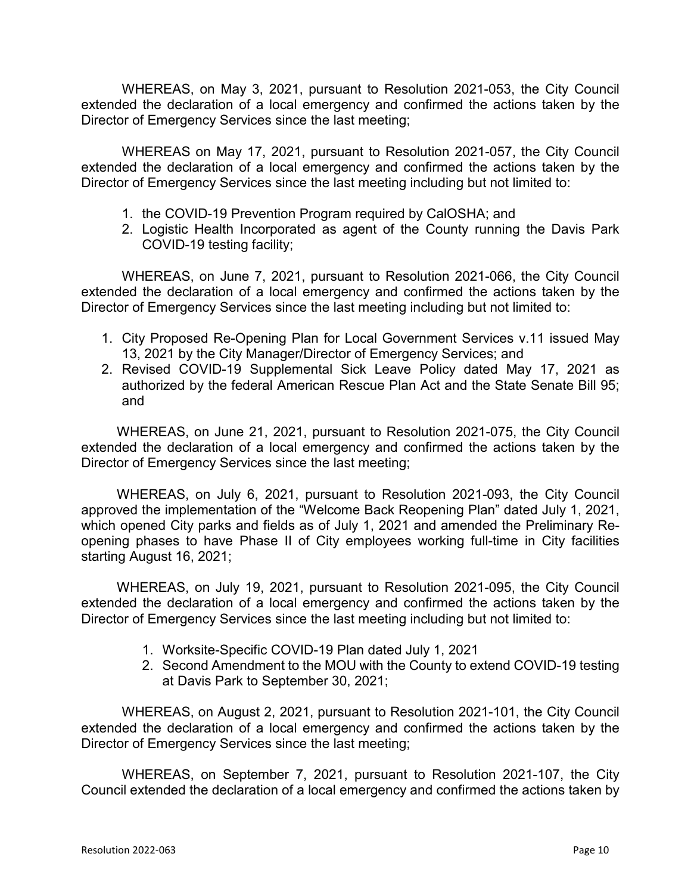WHEREAS, on May 3, 2021, pursuant to Resolution 2021-053, the City Council extended the declaration of a local emergency and confirmed the actions taken by the Director of Emergency Services since the last meeting;

WHEREAS on May 17, 2021, pursuant to Resolution 2021-057, the City Council extended the declaration of a local emergency and confirmed the actions taken by the Director of Emergency Services since the last meeting including but not limited to:

1. the COVID-19 Prevention Program required by CalOSHA; and
2. Logistic Health Incorporated as agent of the County running the Davis Park COVID-19 testing facility;

WHEREAS, on June 7, 2021, pursuant to Resolution 2021-066, the City Council extended the declaration of a local emergency and confirmed the actions taken by the Director of Emergency Services since the last meeting including but not limited to:

1. City Proposed Re-Opening Plan for Local Government Services v.11 issued May 13, 2021 by the City Manager/Director of Emergency Services; and
2. Revised COVID-19 Supplemental Sick Leave Policy dated May 17, 2021 as authorized by the federal American Rescue Plan Act and the State Senate Bill 95; and

WHEREAS, on June 21, 2021, pursuant to Resolution 2021-075, the City Council extended the declaration of a local emergency and confirmed the actions taken by the Director of Emergency Services since the last meeting;

WHEREAS, on July 6, 2021, pursuant to Resolution 2021-093, the City Council approved the implementation of the "Welcome Back Reopening Plan" dated July 1, 2021, which opened City parks and fields as of July 1, 2021 and amended the Preliminary Re-opening phases to have Phase II of City employees working full-time in City facilities starting August 16, 2021;

WHEREAS, on July 19, 2021, pursuant to Resolution 2021-095, the City Council extended the declaration of a local emergency and confirmed the actions taken by the Director of Emergency Services since the last meeting including but not limited to:

1. Worksite-Specific COVID-19 Plan dated July 1, 2021
2. Second Amendment to the MOU with the County to extend COVID-19 testing at Davis Park to September 30, 2021;

WHEREAS, on August 2, 2021, pursuant to Resolution 2021-101, the City Council extended the declaration of a local emergency and confirmed the actions taken by the Director of Emergency Services since the last meeting;

WHEREAS, on September 7, 2021, pursuant to Resolution 2021-107, the City Council extended the declaration of a local emergency and confirmed the actions taken by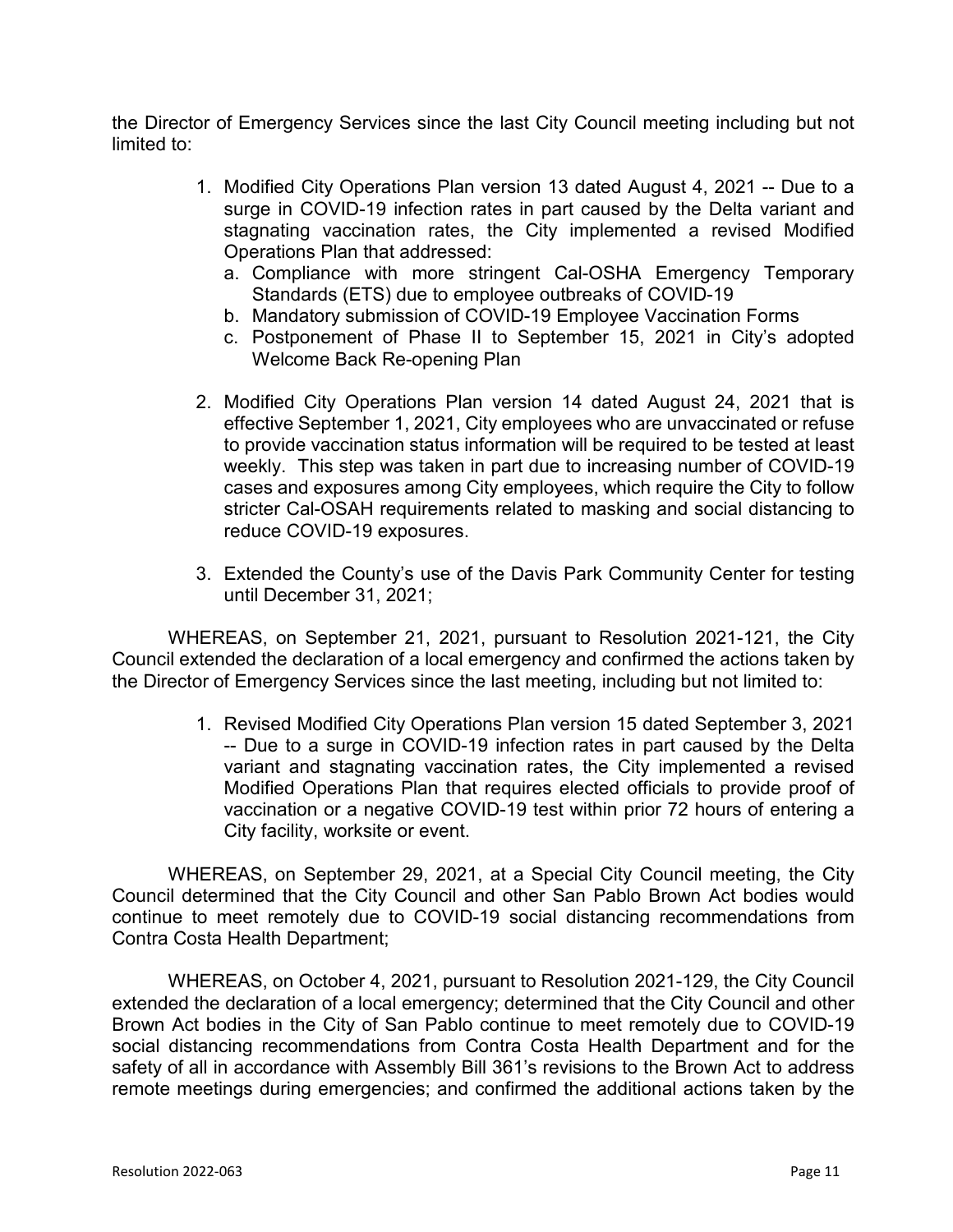the Director of Emergency Services since the last City Council meeting including but not limited to:

1. Modified City Operations Plan version 13 dated August 4, 2021 -- Due to a surge in COVID-19 infection rates in part caused by the Delta variant and stagnating vaccination rates, the City implemented a revised Modified Operations Plan that addressed:
   a. Compliance with more stringent Cal-OSHA Emergency Temporary Standards (ETS) due to employee outbreaks of COVID-19
   b. Mandatory submission of COVID-19 Employee Vaccination Forms
   c. Postponement of Phase II to September 15, 2021 in City's adopted Welcome Back Re-opening Plan

2. Modified City Operations Plan version 14 dated August 24, 2021 that is effective September 1, 2021, City employees who are unvaccinated or refuse to provide vaccination status information will be required to be tested at least weekly. This step was taken in part due to increasing number of COVID-19 cases and exposures among City employees, which require the City to follow stricter Cal-OSAH requirements related to masking and social distancing to reduce COVID-19 exposures.

3. Extended the County's use of the Davis Park Community Center for testing until December 31, 2021;

WHEREAS, on September 21, 2021, pursuant to Resolution 2021-121, the City Council extended the declaration of a local emergency and confirmed the actions taken by the Director of Emergency Services since the last meeting, including but not limited to:

1. Revised Modified City Operations Plan version 15 dated September 3, 2021 -- Due to a surge in COVID-19 infection rates in part caused by the Delta variant and stagnating vaccination rates, the City implemented a revised Modified Operations Plan that requires elected officials to provide proof of vaccination or a negative COVID-19 test within prior 72 hours of entering a City facility, worksite or event.

WHEREAS, on September 29, 2021, at a Special City Council meeting, the City Council determined that the City Council and other San Pablo Brown Act bodies would continue to meet remotely due to COVID-19 social distancing recommendations from Contra Costa Health Department;

WHEREAS, on October 4, 2021, pursuant to Resolution 2021-129, the City Council extended the declaration of a local emergency; determined that the City Council and other Brown Act bodies in the City of San Pablo continue to meet remotely due to COVID-19 social distancing recommendations from Contra Costa Health Department and for the safety of all in accordance with Assembly Bill 361's revisions to the Brown Act to address remote meetings during emergencies; and confirmed the additional actions taken by the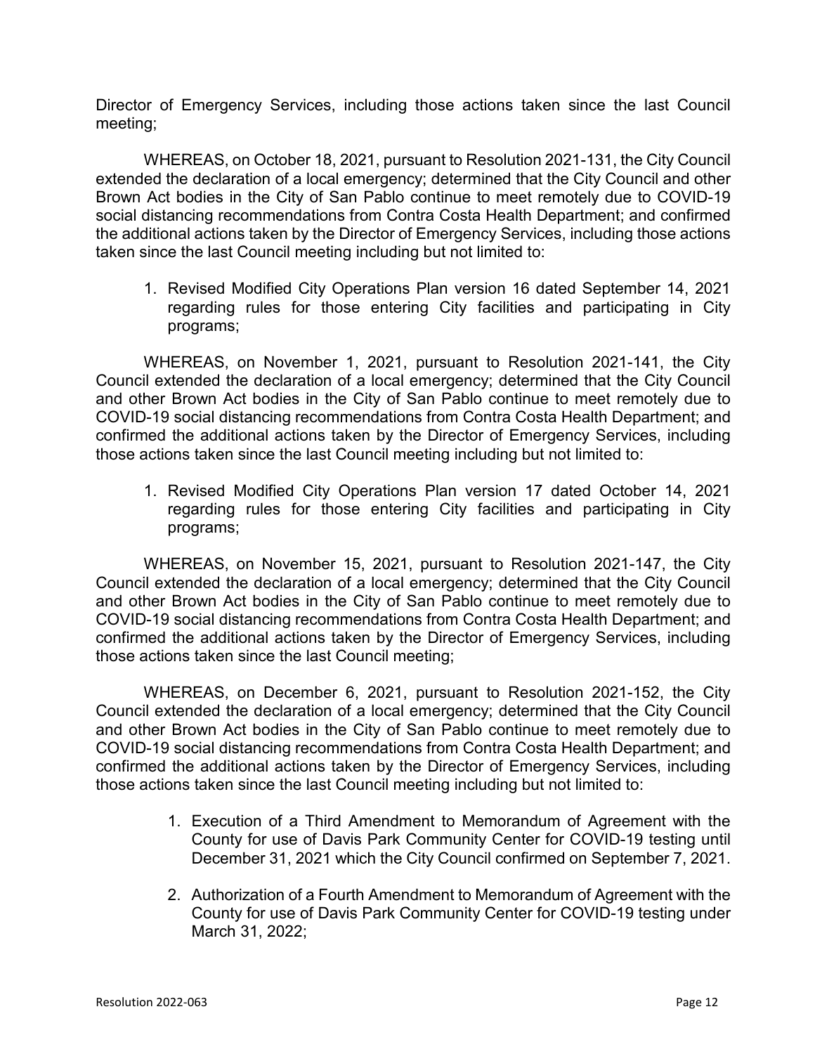Director of Emergency Services, including those actions taken since the last Council meeting;

WHEREAS, on October 18, 2021, pursuant to Resolution 2021-131, the City Council extended the declaration of a local emergency; determined that the City Council and other Brown Act bodies in the City of San Pablo continue to meet remotely due to COVID-19 social distancing recommendations from Contra Costa Health Department; and confirmed the additional actions taken by the Director of Emergency Services, including those actions taken since the last Council meeting including but not limited to:

1. Revised Modified City Operations Plan version 16 dated September 14, 2021 regarding rules for those entering City facilities and participating in City programs;

WHEREAS, on November 1, 2021, pursuant to Resolution 2021-141, the City Council extended the declaration of a local emergency; determined that the City Council and other Brown Act bodies in the City of San Pablo continue to meet remotely due to COVID-19 social distancing recommendations from Contra Costa Health Department; and confirmed the additional actions taken by the Director of Emergency Services, including those actions taken since the last Council meeting including but not limited to:

1. Revised Modified City Operations Plan version 17 dated October 14, 2021 regarding rules for those entering City facilities and participating in City programs;

WHEREAS, on November 15, 2021, pursuant to Resolution 2021-147, the City Council extended the declaration of a local emergency; determined that the City Council and other Brown Act bodies in the City of San Pablo continue to meet remotely due to COVID-19 social distancing recommendations from Contra Costa Health Department; and confirmed the additional actions taken by the Director of Emergency Services, including those actions taken since the last Council meeting;

WHEREAS, on December 6, 2021, pursuant to Resolution 2021-152, the City Council extended the declaration of a local emergency; determined that the City Council and other Brown Act bodies in the City of San Pablo continue to meet remotely due to COVID-19 social distancing recommendations from Contra Costa Health Department; and confirmed the additional actions taken by the Director of Emergency Services, including those actions taken since the last Council meeting including but not limited to:

1. Execution of a Third Amendment to Memorandum of Agreement with the County for use of Davis Park Community Center for COVID-19 testing until December 31, 2021 which the City Council confirmed on September 7, 2021.

2. Authorization of a Fourth Amendment to Memorandum of Agreement with the County for use of Davis Park Community Center for COVID-19 testing under March 31, 2022;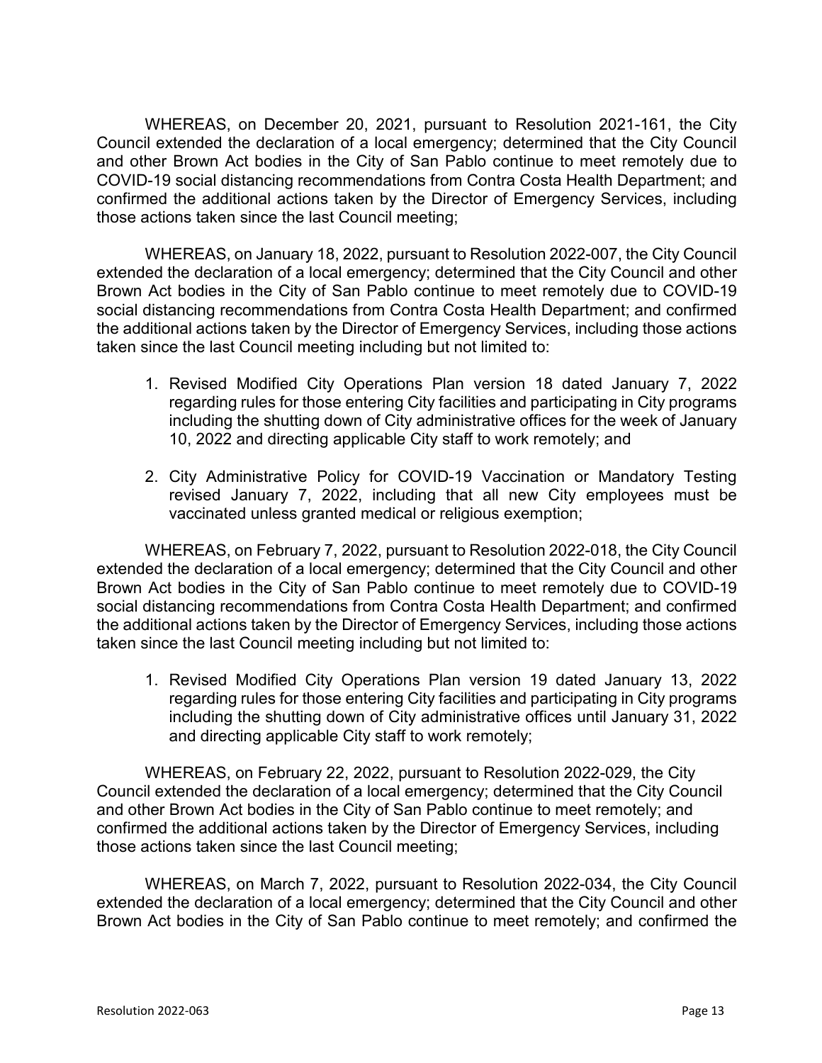WHEREAS, on December 20, 2021, pursuant to Resolution 2021-161, the City Council extended the declaration of a local emergency; determined that the City Council and other Brown Act bodies in the City of San Pablo continue to meet remotely due to COVID-19 social distancing recommendations from Contra Costa Health Department; and confirmed the additional actions taken by the Director of Emergency Services, including those actions taken since the last Council meeting;

WHEREAS, on January 18, 2022, pursuant to Resolution 2022-007, the City Council extended the declaration of a local emergency; determined that the City Council and other Brown Act bodies in the City of San Pablo continue to meet remotely due to COVID-19 social distancing recommendations from Contra Costa Health Department; and confirmed the additional actions taken by the Director of Emergency Services, including those actions taken since the last Council meeting including but not limited to:

1. Revised Modified City Operations Plan version 18 dated January 7, 2022 regarding rules for those entering City facilities and participating in City programs including the shutting down of City administrative offices for the week of January 10, 2022 and directing applicable City staff to work remotely; and
2. City Administrative Policy for COVID-19 Vaccination or Mandatory Testing revised January 7, 2022, including that all new City employees must be vaccinated unless granted medical or religious exemption;

WHEREAS, on February 7, 2022, pursuant to Resolution 2022-018, the City Council extended the declaration of a local emergency; determined that the City Council and other Brown Act bodies in the City of San Pablo continue to meet remotely due to COVID-19 social distancing recommendations from Contra Costa Health Department; and confirmed the additional actions taken by the Director of Emergency Services, including those actions taken since the last Council meeting including but not limited to:

1. Revised Modified City Operations Plan version 19 dated January 13, 2022 regarding rules for those entering City facilities and participating in City programs including the shutting down of City administrative offices until January 31, 2022 and directing applicable City staff to work remotely;

WHEREAS, on February 22, 2022, pursuant to Resolution 2022-029, the City Council extended the declaration of a local emergency; determined that the City Council and other Brown Act bodies in the City of San Pablo continue to meet remotely; and confirmed the additional actions taken by the Director of Emergency Services, including those actions taken since the last Council meeting;

WHEREAS, on March 7, 2022, pursuant to Resolution 2022-034, the City Council extended the declaration of a local emergency; determined that the City Council and other Brown Act bodies in the City of San Pablo continue to meet remotely; and confirmed the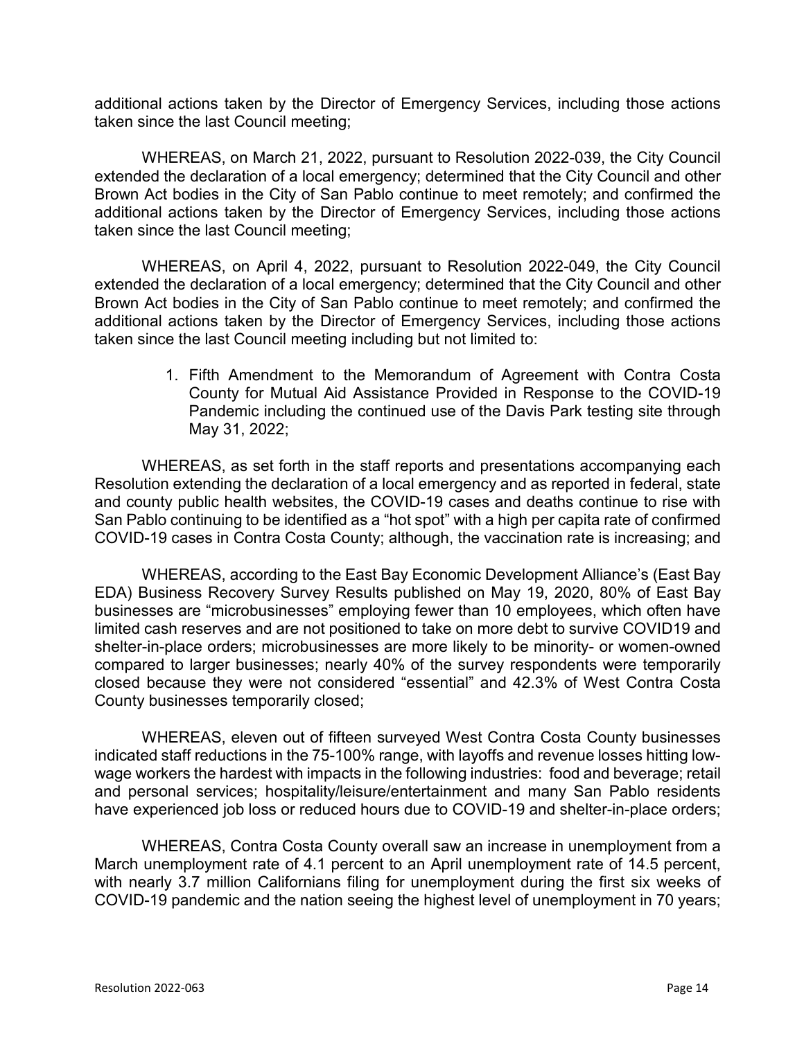additional actions taken by the Director of Emergency Services, including those actions taken since the last Council meeting;

WHEREAS, on March 21, 2022, pursuant to Resolution 2022-039, the City Council extended the declaration of a local emergency; determined that the City Council and other Brown Act bodies in the City of San Pablo continue to meet remotely; and confirmed the additional actions taken by the Director of Emergency Services, including those actions taken since the last Council meeting;

WHEREAS, on April 4, 2022, pursuant to Resolution 2022-049, the City Council extended the declaration of a local emergency; determined that the City Council and other Brown Act bodies in the City of San Pablo continue to meet remotely; and confirmed the additional actions taken by the Director of Emergency Services, including those actions taken since the last Council meeting including but not limited to:

1. Fifth Amendment to the Memorandum of Agreement with Contra Costa County for Mutual Aid Assistance Provided in Response to the COVID-19 Pandemic including the continued use of the Davis Park testing site through May 31, 2022;

WHEREAS, as set forth in the staff reports and presentations accompanying each Resolution extending the declaration of a local emergency and as reported in federal, state and county public health websites, the COVID-19 cases and deaths continue to rise with San Pablo continuing to be identified as a "hot spot" with a high per capita rate of confirmed COVID-19 cases in Contra Costa County; although, the vaccination rate is increasing; and

WHEREAS, according to the East Bay Economic Development Alliance's (East Bay EDA) Business Recovery Survey Results published on May 19, 2020, 80% of East Bay businesses are "microbusinesses" employing fewer than 10 employees, which often have limited cash reserves and are not positioned to take on more debt to survive COVID19 and shelter-in-place orders; microbusinesses are more likely to be minority- or women-owned compared to larger businesses; nearly 40% of the survey respondents were temporarily closed because they were not considered "essential" and 42.3% of West Contra Costa County businesses temporarily closed;

WHEREAS, eleven out of fifteen surveyed West Contra Costa County businesses indicated staff reductions in the 75-100% range, with layoffs and revenue losses hitting low-wage workers the hardest with impacts in the following industries: food and beverage; retail and personal services; hospitality/leisure/entertainment and many San Pablo residents have experienced job loss or reduced hours due to COVID-19 and shelter-in-place orders;

WHEREAS, Contra Costa County overall saw an increase in unemployment from a March unemployment rate of 4.1 percent to an April unemployment rate of 14.5 percent, with nearly 3.7 million Californians filing for unemployment during the first six weeks of COVID-19 pandemic and the nation seeing the highest level of unemployment in 70 years;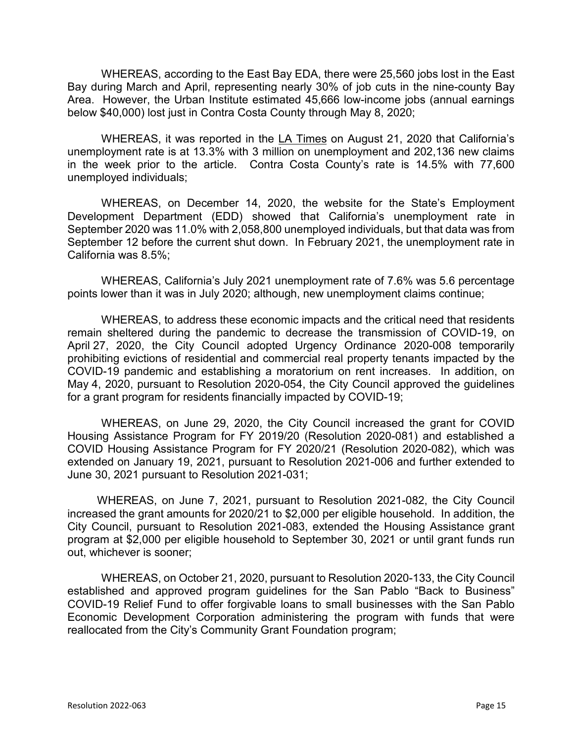WHEREAS, according to the East Bay EDA, there were 25,560 jobs lost in the East Bay during March and April, representing nearly 30% of job cuts in the nine-county Bay Area. However, the Urban Institute estimated 45,666 low-income jobs (annual earnings below $40,000) lost just in Contra Costa County through May 8, 2020;

WHEREAS, it was reported in the LA Times on August 21, 2020 that California's unemployment rate is at 13.3% with 3 million on unemployment and 202,136 new claims in the week prior to the article. Contra Costa County's rate is 14.5% with 77,600 unemployed individuals;

WHEREAS, on December 14, 2020, the website for the State's Employment Development Department (EDD) showed that California's unemployment rate in September 2020 was 11.0% with 2,058,800 unemployed individuals, but that data was from September 12 before the current shut down. In February 2021, the unemployment rate in California was 8.5%;

WHEREAS, California's July 2021 unemployment rate of 7.6% was 5.6 percentage points lower than it was in July 2020; although, new unemployment claims continue;

WHEREAS, to address these economic impacts and the critical need that residents remain sheltered during the pandemic to decrease the transmission of COVID-19, on April 27, 2020, the City Council adopted Urgency Ordinance 2020-008 temporarily prohibiting evictions of residential and commercial real property tenants impacted by the COVID-19 pandemic and establishing a moratorium on rent increases. In addition, on May 4, 2020, pursuant to Resolution 2020-054, the City Council approved the guidelines for a grant program for residents financially impacted by COVID-19;

WHEREAS, on June 29, 2020, the City Council increased the grant for COVID Housing Assistance Program for FY 2019/20 (Resolution 2020-081) and established a COVID Housing Assistance Program for FY 2020/21 (Resolution 2020-082), which was extended on January 19, 2021, pursuant to Resolution 2021-006 and further extended to June 30, 2021 pursuant to Resolution 2021-031;

WHEREAS, on June 7, 2021, pursuant to Resolution 2021-082, the City Council increased the grant amounts for 2020/21 to $2,000 per eligible household. In addition, the City Council, pursuant to Resolution 2021-083, extended the Housing Assistance grant program at $2,000 per eligible household to September 30, 2021 or until grant funds run out, whichever is sooner;

WHEREAS, on October 21, 2020, pursuant to Resolution 2020-133, the City Council established and approved program guidelines for the San Pablo "Back to Business" COVID-19 Relief Fund to offer forgivable loans to small businesses with the San Pablo Economic Development Corporation administering the program with funds that were reallocated from the City's Community Grant Foundation program;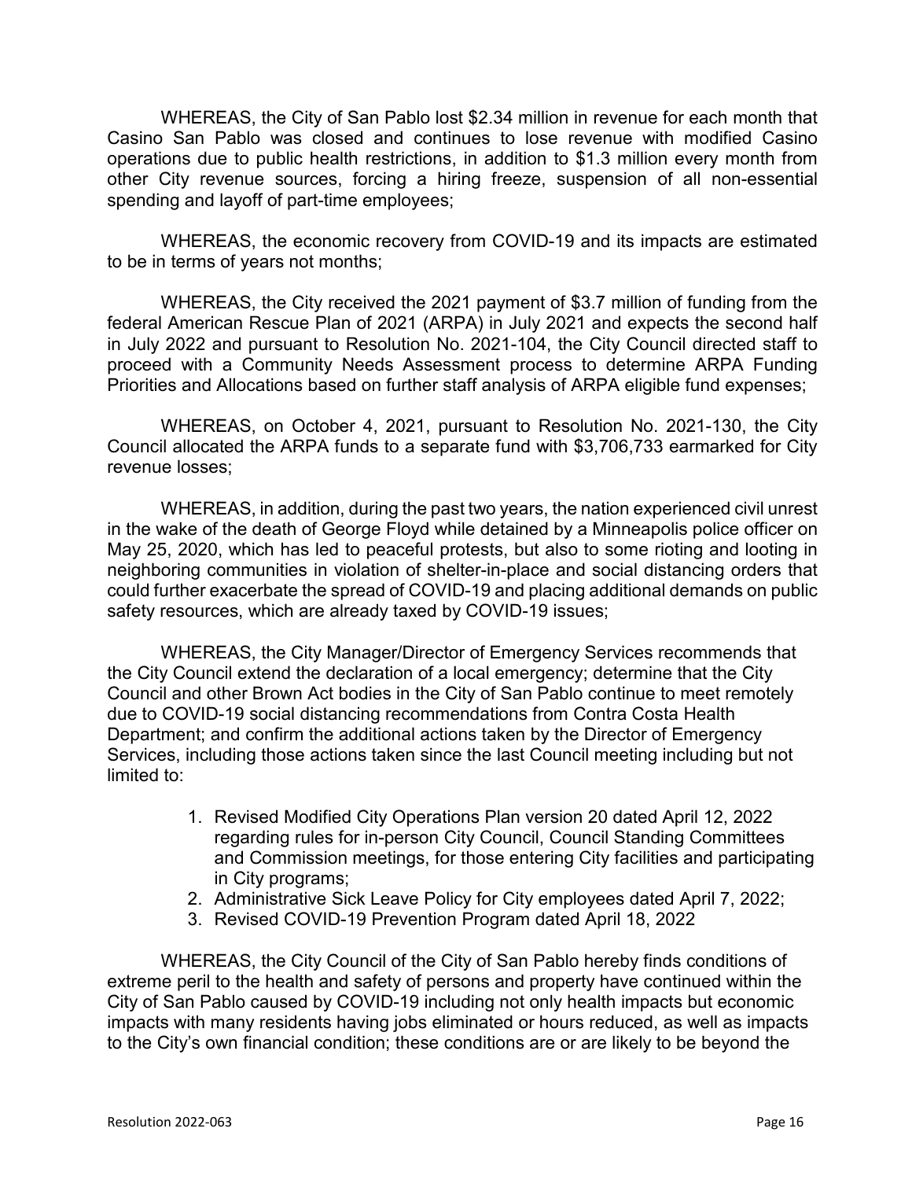WHEREAS, the City of San Pablo lost $2.34 million in revenue for each month that Casino San Pablo was closed and continues to lose revenue with modified Casino operations due to public health restrictions, in addition to $1.3 million every month from other City revenue sources, forcing a hiring freeze, suspension of all non-essential spending and layoff of part-time employees;

WHEREAS, the economic recovery from COVID-19 and its impacts are estimated to be in terms of years not months;

WHEREAS, the City received the 2021 payment of $3.7 million of funding from the federal American Rescue Plan of 2021 (ARPA) in July 2021 and expects the second half in July 2022 and pursuant to Resolution No. 2021-104, the City Council directed staff to proceed with a Community Needs Assessment process to determine ARPA Funding Priorities and Allocations based on further staff analysis of ARPA eligible fund expenses;

WHEREAS, on October 4, 2021, pursuant to Resolution No. 2021-130, the City Council allocated the ARPA funds to a separate fund with $3,706,733 earmarked for City revenue losses;

WHEREAS, in addition, during the past two years, the nation experienced civil unrest in the wake of the death of George Floyd while detained by a Minneapolis police officer on May 25, 2020, which has led to peaceful protests, but also to some rioting and looting in neighboring communities in violation of shelter-in-place and social distancing orders that could further exacerbate the spread of COVID-19 and placing additional demands on public safety resources, which are already taxed by COVID-19 issues;

WHEREAS, the City Manager/Director of Emergency Services recommends that the City Council extend the declaration of a local emergency; determine that the City Council and other Brown Act bodies in the City of San Pablo continue to meet remotely due to COVID-19 social distancing recommendations from Contra Costa Health Department; and confirm the additional actions taken by the Director of Emergency Services, including those actions taken since the last Council meeting including but not limited to:

1. Revised Modified City Operations Plan version 20 dated April 12, 2022 regarding rules for in-person City Council, Council Standing Committees and Commission meetings, for those entering City facilities and participating in City programs;
2. Administrative Sick Leave Policy for City employees dated April 7, 2022;
3. Revised COVID-19 Prevention Program dated April 18, 2022

WHEREAS, the City Council of the City of San Pablo hereby finds conditions of extreme peril to the health and safety of persons and property have continued within the City of San Pablo caused by COVID-19 including not only health impacts but economic impacts with many residents having jobs eliminated or hours reduced, as well as impacts to the City's own financial condition; these conditions are or are likely to be beyond the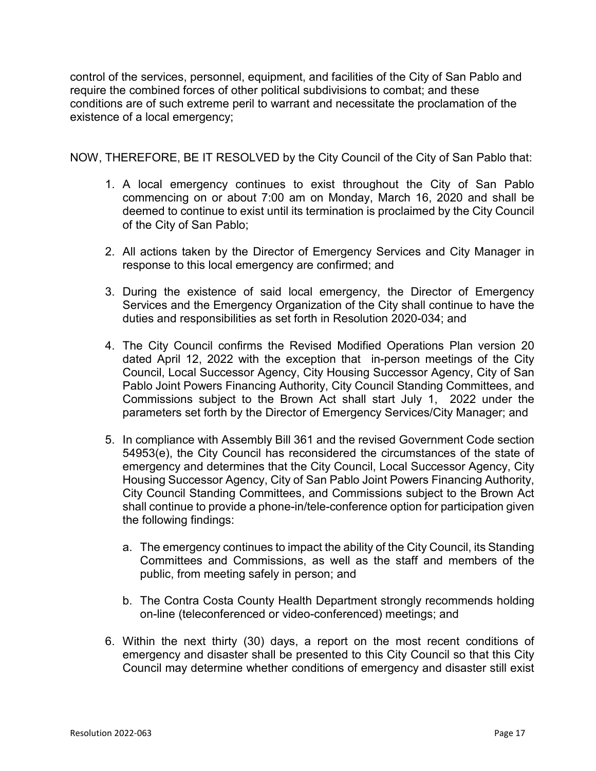control of the services, personnel, equipment, and facilities of the City of San Pablo and require the combined forces of other political subdivisions to combat; and these conditions are of such extreme peril to warrant and necessitate the proclamation of the existence of a local emergency;

NOW, THEREFORE, BE IT RESOLVED by the City Council of the City of San Pablo that:

1. A local emergency continues to exist throughout the City of San Pablo commencing on or about 7:00 am on Monday, March 16, 2020 and shall be deemed to continue to exist until its termination is proclaimed by the City Council of the City of San Pablo;

2. All actions taken by the Director of Emergency Services and City Manager in response to this local emergency are confirmed; and

3. During the existence of said local emergency, the Director of Emergency Services and the Emergency Organization of the City shall continue to have the duties and responsibilities as set forth in Resolution 2020-034; and

4. The City Council confirms the Revised Modified Operations Plan version 20 dated April 12, 2022 with the exception that in-person meetings of the City Council, Local Successor Agency, City Housing Successor Agency, City of San Pablo Joint Powers Financing Authority, City Council Standing Committees, and Commissions subject to the Brown Act shall start July 1, 2022 under the parameters set forth by the Director of Emergency Services/City Manager; and

5. In compliance with Assembly Bill 361 and the revised Government Code section 54953(e), the City Council has reconsidered the circumstances of the state of emergency and determines that the City Council, Local Successor Agency, City Housing Successor Agency, City of San Pablo Joint Powers Financing Authority, City Council Standing Committees, and Commissions subject to the Brown Act shall continue to provide a phone-in/tele-conference option for participation given the following findings:

   a. The emergency continues to impact the ability of the City Council, its Standing Committees and Commissions, as well as the staff and members of the public, from meeting safely in person; and

   b. The Contra Costa County Health Department strongly recommends holding on-line (teleconferenced or video-conferenced) meetings; and

6. Within the next thirty (30) days, a report on the most recent conditions of emergency and disaster shall be presented to this City Council so that this City Council may determine whether conditions of emergency and disaster still exist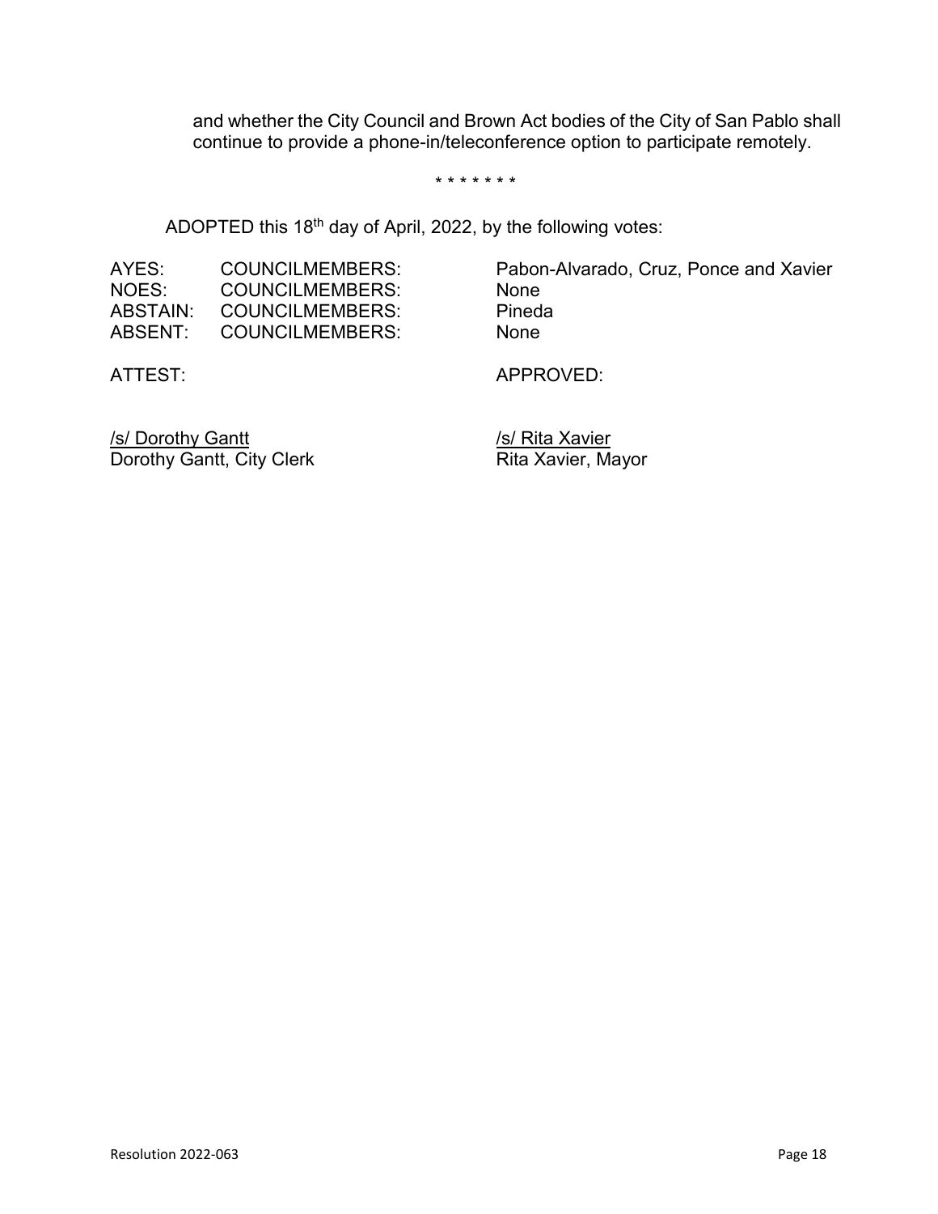and whether the City Council and Brown Act bodies of the City of San Pablo shall continue to provide a phone-in/teleconference option to participate remotely.

\* \* \* \* \* \* \*

ADOPTED this 18th day of April, 2022, by the following votes:

| | | |
|---|---|---|
| AYES: | COUNCILMEMBERS: | Pabon-Alvarado, Cruz, Ponce and Xavier |
| NOES: | COUNCILMEMBERS: | None |
| ABSTAIN: | COUNCILMEMBERS: | Pineda |
| ABSENT: | COUNCILMEMBERS: | None |

ATTEST:

/s/ Dorothy Gantt
Dorothy Gantt, City Clerk

APPROVED:

/s/ Rita Xavier
Rita Xavier, Mayor

Resolution 2022-063